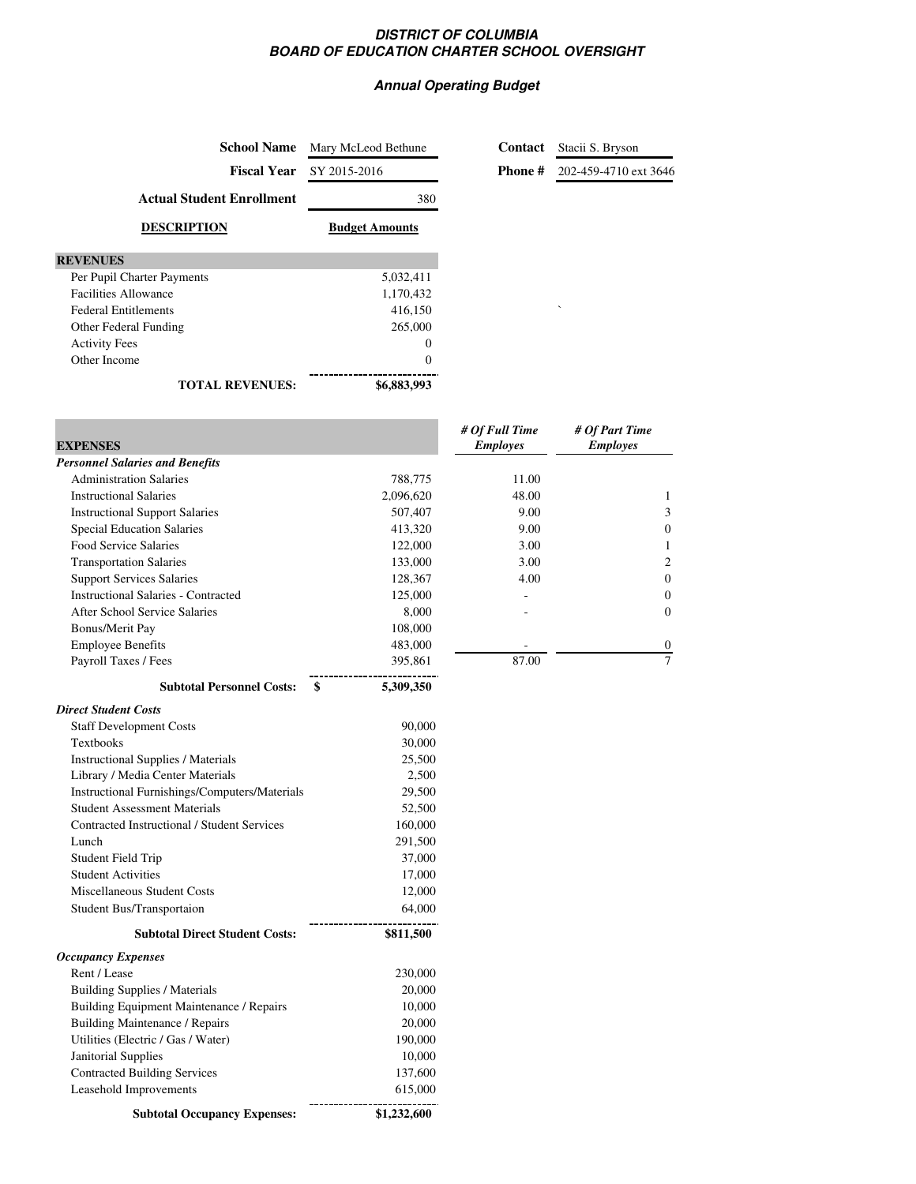**DISTRICT OF COLUMBIA**
**BOARD OF EDUCATION CHARTER SCHOOL OVERSIGHT**

***Annual Operating Budget***

| | | | |
|---|---|---|---|
| **School Name** | Mary McLeod Bethune | **Contact** | Stacii S. Bryson |
| **Fiscal Year** | SY 2015-2016 | **Phone #** | 202-459-4710 ext 3646 |
| **Actual Student Enrollment** | 380 | | |

| **DESCRIPTION** | **Budget Amounts** |
|---|---|
| **REVENUES** | |
| Per Pupil Charter Payments | 5,032,411 |
| Facilities Allowance | 1,170,432 |
| Federal Entitlements | 416,150 |
| Other Federal Funding | 265,000 |
| Activity Fees | 0 |
| Other Income | 0 |
| **TOTAL REVENUES:** | **$6,883,993** |

| **EXPENSES** | | ***# Of Full Time Employes*** | ***# Of Part Time Employes*** |
|---|---|---|---|
| ***Personnel Salaries and Benefits*** | | | |
| Administration Salaries | 788,775 | 11.00 | |
| Instructional Salaries | 2,096,620 | 48.00 | 1 |
| Instructional Support Salaries | 507,407 | 9.00 | 3 |
| Special Education Salaries | 413,320 | 9.00 | 0 |
| Food Service Salaries | 122,000 | 3.00 | 1 |
| Transportation Salaries | 133,000 | 3.00 | 2 |
| Support Services Salaries | 128,367 | 4.00 | 0 |
| Instructional Salaries - Contracted | 125,000 | - | 0 |
| After School Service Salaries | 8,000 | - | 0 |
| Bonus/Merit Pay | 108,000 | | |
| Employee Benefits | 483,000 | - | 0 |
| Payroll Taxes / Fees | 395,861 | 87.00 | 7 |
| **Subtotal Personnel Costs:** | **$ 5,309,350** | | |
| ***Direct Student Costs*** | | | |
| Staff Development Costs | 90,000 | | |
| Textbooks | 30,000 | | |
| Instructional Supplies / Materials | 25,500 | | |
| Library / Media Center Materials | 2,500 | | |
| Instructional Furnishings/Computers/Materials | 29,500 | | |
| Student Assessment Materials | 52,500 | | |
| Contracted Instructional / Student Services | 160,000 | | |
| Lunch | 291,500 | | |
| Student Field Trip | 37,000 | | |
| Student Activities | 17,000 | | |
| Miscellaneous Student Costs | 12,000 | | |
| Student Bus/Transportaion | 64,000 | | |
| **Subtotal Direct Student Costs:** | **$811,500** | | |
| ***Occupancy Expenses*** | | | |
| Rent / Lease | 230,000 | | |
| Building Supplies / Materials | 20,000 | | |
| Building Equipment Maintenance / Repairs | 10,000 | | |
| Building Maintenance / Repairs | 20,000 | | |
| Utilities (Electric / Gas / Water) | 190,000 | | |
| Janitorial Supplies | 10,000 | | |
| Contracted Building Services | 137,600 | | |
| Leasehold Improvements | 615,000 | | |
| **Subtotal Occupancy Expenses:** | **$1,232,600** | | |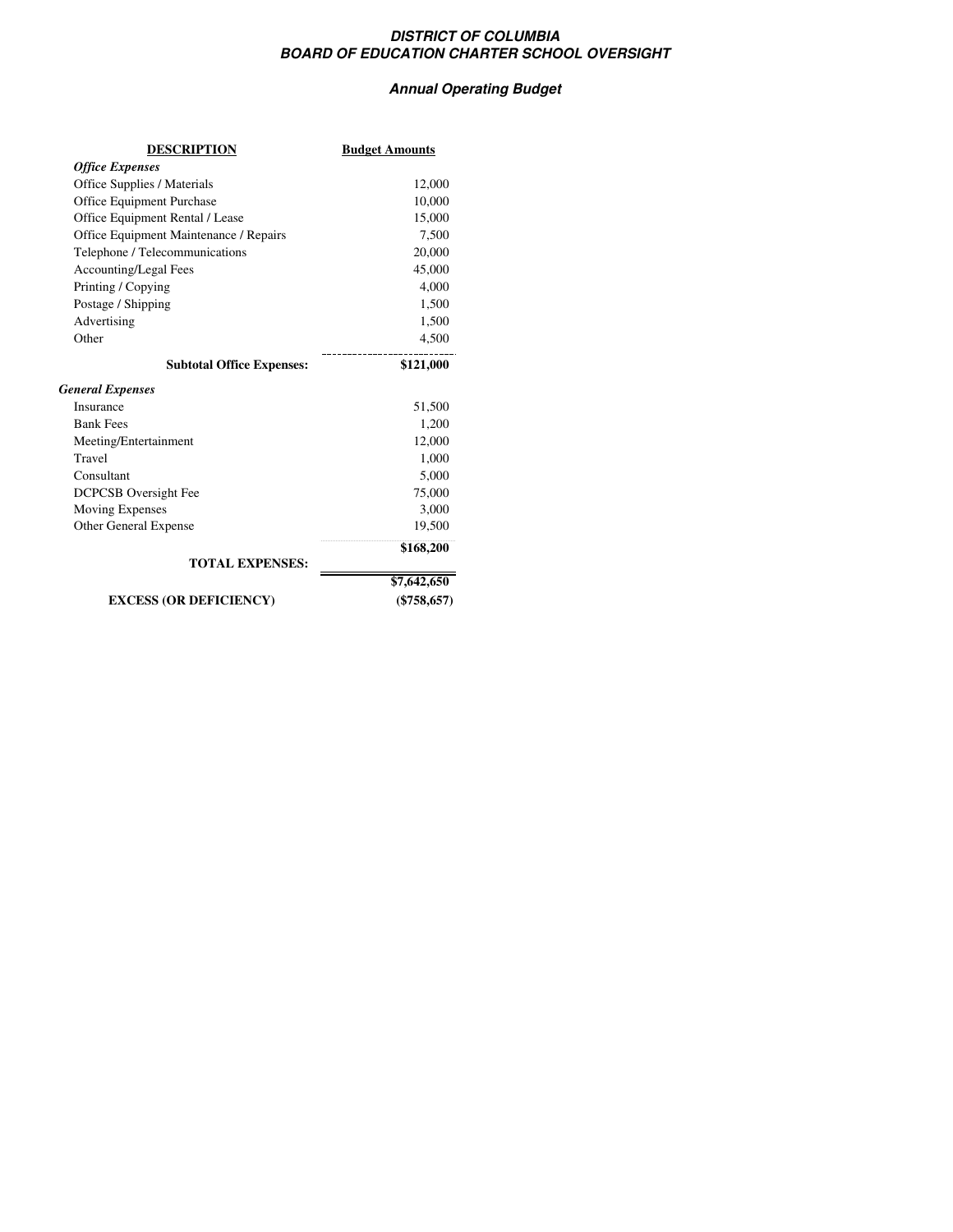**DISTRICT OF COLUMBIA**
**BOARD OF EDUCATION CHARTER SCHOOL OVERSIGHT**

***Annual Operating Budget***

| DESCRIPTION | Budget Amounts |
|---|---|
| ***Office Expenses*** | |
| Office Supplies / Materials | 12,000 |
| Office Equipment Purchase | 10,000 |
| Office Equipment Rental / Lease | 15,000 |
| Office Equipment Maintenance / Repairs | 7,500 |
| Telephone / Telecommunications | 20,000 |
| Accounting/Legal Fees | 45,000 |
| Printing / Copying | 4,000 |
| Postage / Shipping | 1,500 |
| Advertising | 1,500 |
| Other | 4,500 |
| **Subtotal Office Expenses:** | **$121,000** |
| ***General Expenses*** | |
| Insurance | 51,500 |
| Bank Fees | 1,200 |
| Meeting/Entertainment | 12,000 |
| Travel | 1,000 |
| Consultant | 5,000 |
| DCPCSB Oversight Fee | 75,000 |
| Moving Expenses | 3,000 |
| Other General Expense | 19,500 |
| | **$168,200** |
| **TOTAL EXPENSES:** | **$7,642,650** |
| **EXCESS (OR DEFICIENCY)** | **($758,657)** |